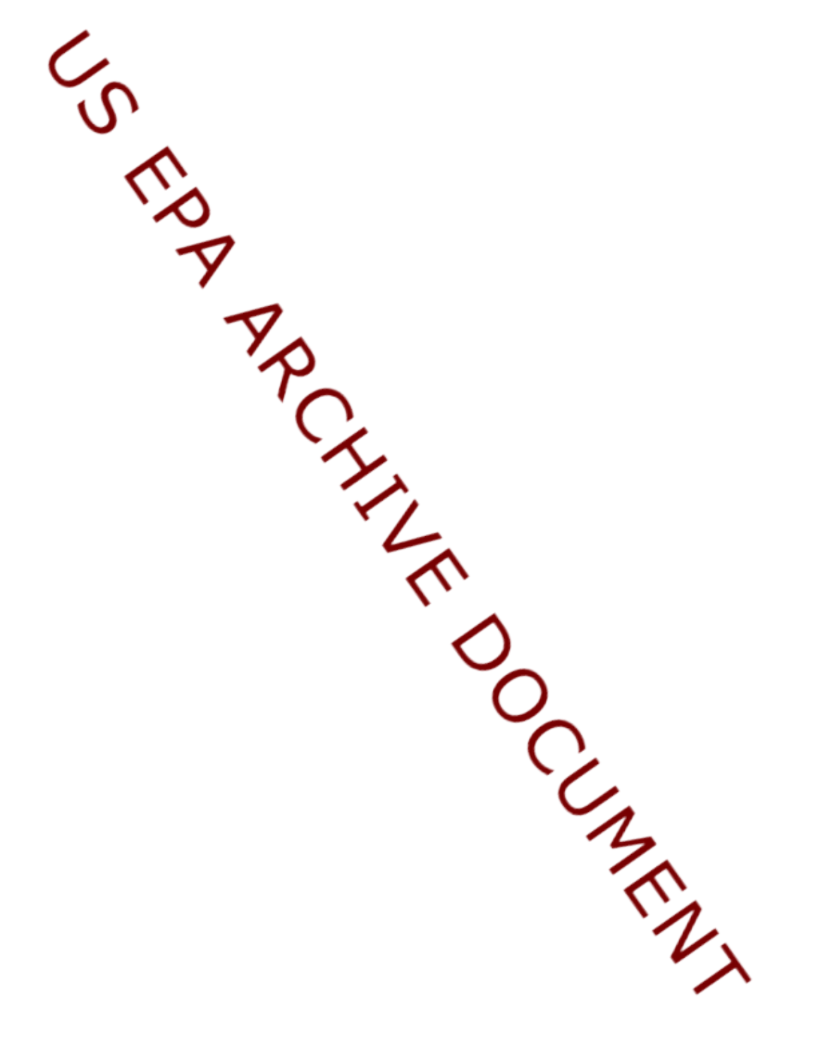US EPA ARCHIVE DOCUMENT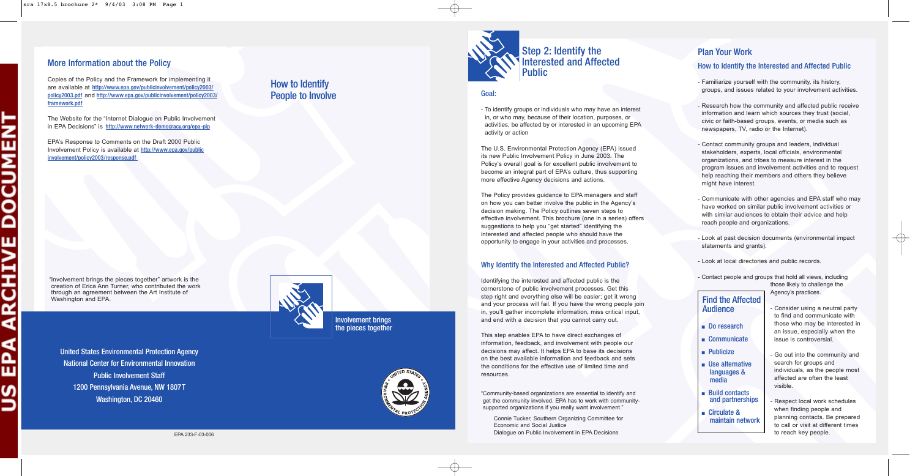## More Information about the Policy

Copies of the Policy and the Framework for implementing it are available at http://www.epa.gov/publicinvolvement/policy2003/policy2003.pdf and http://www.epa.gov/publicinvolvement/policy2003/framework.pdf

The Website for the "Internet Dialogue on Public Involvement in EPA Decisions" is http://www.network-democracy.org/epa-pip

EPA's Response to Comments on the Draft 2000 Public Involvement Policy is available at http://www.epa.gov/publicinvolvement/policy2003/response.pdf

"Involvement brings the pieces together" artwork is the creation of Erica Ann Turner, who contributed the work through an agreement between the Art Institute of Washington and EPA.

United States Environmental Protection Agency
National Center for Environmental Innovation
Public Involvement Staff
1200 Pennsylvania Avenue, NW 1807T
Washington, DC 20460

EPA 233-F-03-006

# How to Identify People to Involve

Involvement brings the pieces together

## Step 2: Identify the Interested and Affected Public

### Goal:

- To identify groups or individuals who may have an interest in, or who may, because of their location, purposes, or activities, be affected by or interested in an upcoming EPA activity or action

The U.S. Environmental Protection Agency (EPA) issued its new Public Involvement Policy in June 2003. The Policy's overall goal is for excellent public involvement to become an integral part of EPA's culture, thus supporting more effective Agency decisions and actions.

The Policy provides guidance to EPA managers and staff on how you can better involve the public in the Agency's decision making. The Policy outlines seven steps to effective involvement. This brochure (one in a series) offers suggestions to help you "get started" identifying the interested and affected people who should have the opportunity to engage in your activities and processes.

### Why Identify the Interested and Affected Public?

Identifying the interested and affected public is the cornerstone of public involvement processes. Get this step right and everything else will be easier; get it wrong and your process will fail. If you have the wrong people join in, you'll gather incomplete information, miss critical input, and end with a decision that you cannot carry out.

This step enables EPA to have direct exchanges of information, feedback, and involvement with people our decisions may affect. It helps EPA to base its decisions on the best available information and feedback and sets the conditions for the effective use of limited time and resources.

"Community-based organizations are essential to identify and get the community involved. EPA has to work with community-supported organizations if you really want involvement."

Connie Tucker, Southern Organizing Committee for Economic and Social Justice
Dialogue on Public Involvement in EPA Decisions

## Plan Your Work

### How to Identify the Interested and Affected Public

- Familiarize yourself with the community, its history, groups, and issues related to your involvement activities.
- Research how the community and affected public receive information and learn which sources they trust (social, civic or faith-based groups, events, or media such as newspapers, TV, radio or the Internet).
- Contact community groups and leaders, individual stakeholders, experts, local officials, environmental organizations, and tribes to measure interest in the program issues and involvement activities and to request help reaching their members and others they believe might have interest.
- Communicate with other agencies and EPA staff who may have worked on similar public involvement activities or with similar audiences to obtain their advice and help reach people and organizations.
- Look at past decision documents (environmental impact statements and grants).
- Look at local directories and public records.
- Contact people and groups that hold all views, including those likely to challenge the Agency's practices.
- Consider using a neutral party to find and communicate with those who may be interested in an issue, especially when the issue is controversial.
- Go out into the community and search for groups and individuals, as the people most affected are often the least visible.
- Respect local work schedules when finding people and planning contacts. Be prepared to call or visit at different times to reach key people.

### Find the Affected Audience

- Do research
- Communicate
- Publicize
- Use alternative languages & media
- Build contacts and partnerships
- Circulate & maintain network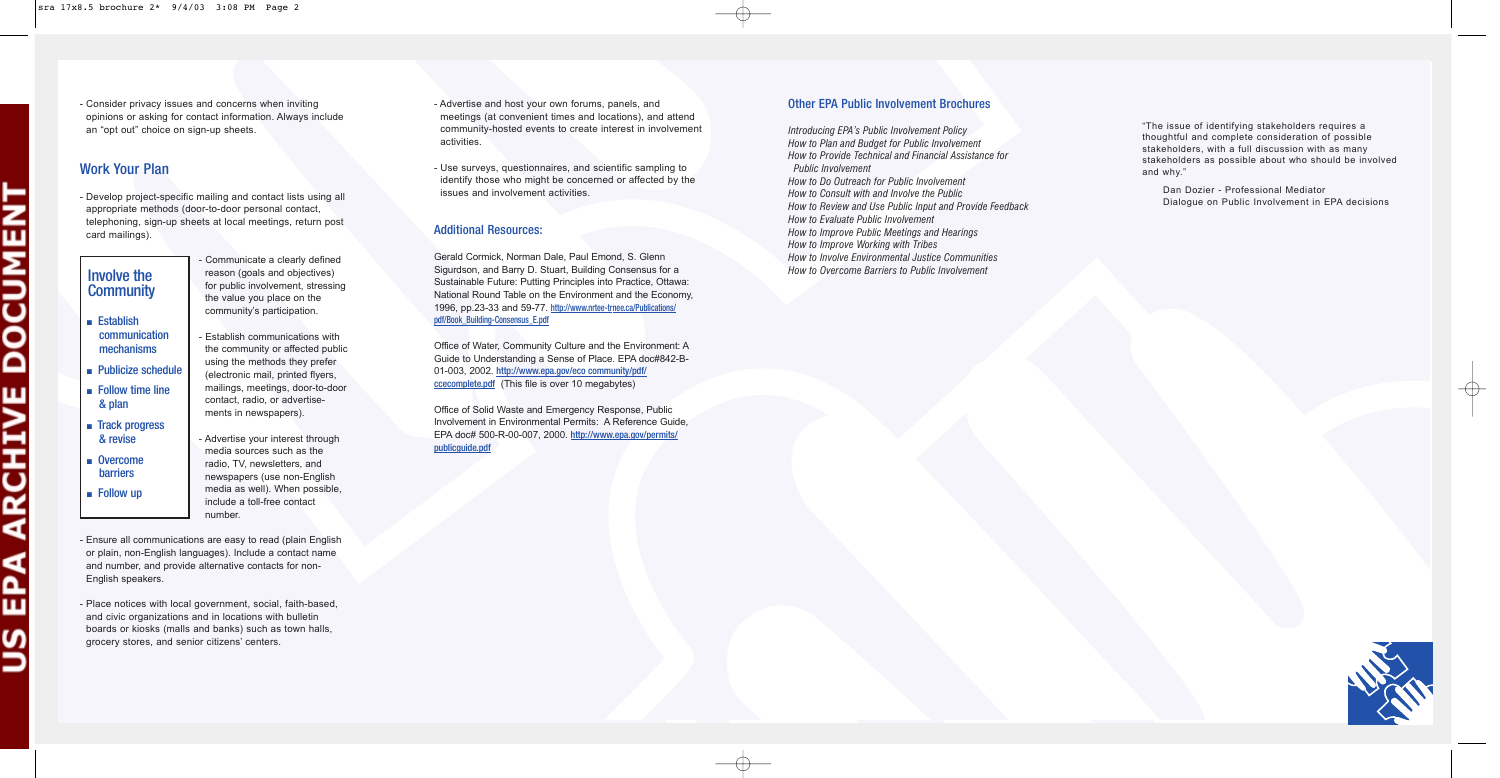- Consider privacy issues and concerns when inviting opinions or asking for contact information. Always include an "opt out" choice on sign-up sheets.

## Work Your Plan

- Develop project-specific mailing and contact lists using all appropriate methods (door-to-door personal contact, telephoning, sign-up sheets at local meetings, return post card mailings).

### Involve the Community

- Establish communication mechanisms
- Publicize schedule
- Follow time line & plan
- Track progress & revise
- Overcome barriers
- Follow up

- Communicate a clearly defined reason (goals and objectives) for public involvement, stressing the value you place on the community's participation.

- Establish communications with the community or affected public using the methods they prefer (electronic mail, printed flyers, mailings, meetings, door-to-door contact, radio, or advertisements in newspapers).

- Advertise your interest through media sources such as the radio, TV, newsletters, and newspapers (use non-English media as well). When possible, include a toll-free contact number.

- Ensure all communications are easy to read (plain English or plain, non-English languages). Include a contact name and number, and provide alternative contacts for non-English speakers.

- Place notices with local government, social, faith-based, and civic organizations and in locations with bulletin boards or kiosks (malls and banks) such as town halls, grocery stores, and senior citizens' centers.

- Advertise and host your own forums, panels, and meetings (at convenient times and locations), and attend community-hosted events to create interest in involvement activities.

- Use surveys, questionnaires, and scientific sampling to identify those who might be concerned or affected by the issues and involvement activities.

## Additional Resources:

Gerald Cormick, Norman Dale, Paul Emond, S. Glenn Sigurdson, and Barry D. Stuart, Building Consensus for a Sustainable Future: Putting Principles into Practice, Ottawa: National Round Table on the Environment and the Economy, 1996, pp.23-33 and 59-77. http://www.nrtee-trnee.ca/Publications/pdf/Book_Building-Consensus_E.pdf

Office of Water, Community Culture and the Environment: A Guide to Understanding a Sense of Place. EPA doc#842-B-01-003, 2002. http://www.epa.gov/eco community/pdf/ccecomplete.pdf (This file is over 10 megabytes)

Office of Solid Waste and Emergency Response, Public Involvement in Environmental Permits: A Reference Guide, EPA doc# 500-R-00-007, 2000. http://www.epa.gov/permits/publicguide.pdf

## Other EPA Public Involvement Brochures

*Introducing EPA's Public Involvement Policy*
*How to Plan and Budget for Public Involvement*
*How to Provide Technical and Financial Assistance for Public Involvement*
*How to Do Outreach for Public Involvement*
*How to Consult with and Involve the Public*
*How to Review and Use Public Input and Provide Feedback*
*How to Evaluate Public Involvement*
*How to Improve Public Meetings and Hearings*
*How to Improve Working with Tribes*
*How to Involve Environmental Justice Communities*
*How to Overcome Barriers to Public Involvement*

"The issue of identifying stakeholders requires a thoughtful and complete consideration of possible stakeholders, with a full discussion with as many stakeholders as possible about who should be involved and why."

Dan Dozier - Professional Mediator
Dialogue on Public Involvement in EPA decisions

US EPA ARCHIVE DOCUMENT